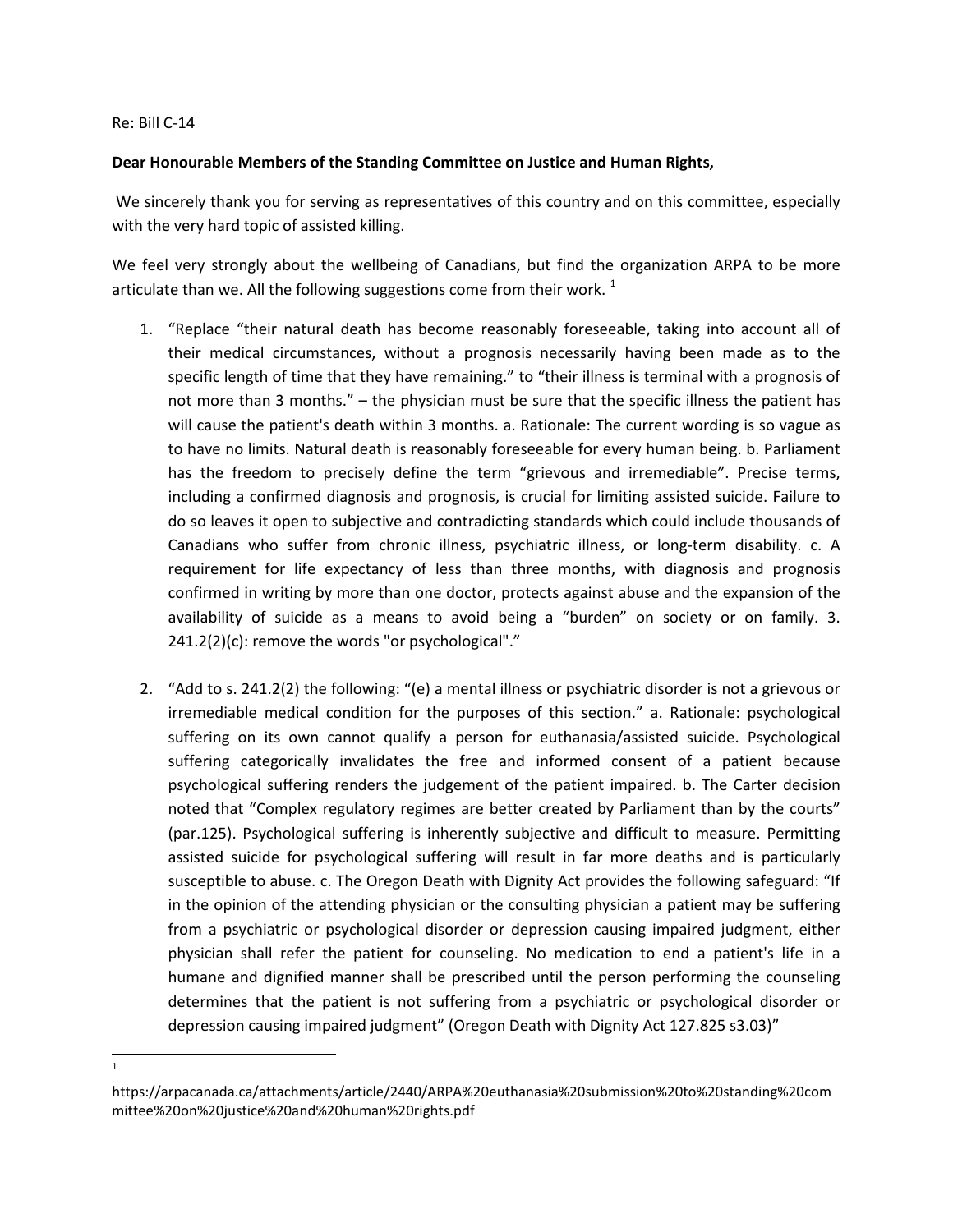Re: Bill C-14

**Dear Honourable Members of the Standing Committee on Justice and Human Rights,**

We sincerely thank you for serving as representatives of this country and on this committee, especially with the very hard topic of assisted killing.

We feel very strongly about the wellbeing of Canadians, but find the organization ARPA to be more articulate than we. All the following suggestions come from their work. [1]

1. "Replace "their natural death has become reasonably foreseeable, taking into account all of their medical circumstances, without a prognosis necessarily having been made as to the specific length of time that they have remaining." to "their illness is terminal with a prognosis of not more than 3 months." – the physician must be sure that the specific illness the patient has will cause the patient's death within 3 months. a. Rationale: The current wording is so vague as to have no limits. Natural death is reasonably foreseeable for every human being. b. Parliament has the freedom to precisely define the term "grievous and irremediable". Precise terms, including a confirmed diagnosis and prognosis, is crucial for limiting assisted suicide. Failure to do so leaves it open to subjective and contradicting standards which could include thousands of Canadians who suffer from chronic illness, psychiatric illness, or long-term disability. c. A requirement for life expectancy of less than three months, with diagnosis and prognosis confirmed in writing by more than one doctor, protects against abuse and the expansion of the availability of suicide as a means to avoid being a "burden" on society or on family. 3. 241.2(2)(c): remove the words "or psychological"."

2. "Add to s. 241.2(2) the following: "(e) a mental illness or psychiatric disorder is not a grievous or irremediable medical condition for the purposes of this section." a. Rationale: psychological suffering on its own cannot qualify a person for euthanasia/assisted suicide. Psychological suffering categorically invalidates the free and informed consent of a patient because psychological suffering renders the judgement of the patient impaired. b. The Carter decision noted that "Complex regulatory regimes are better created by Parliament than by the courts" (par.125). Psychological suffering is inherently subjective and difficult to measure. Permitting assisted suicide for psychological suffering will result in far more deaths and is particularly susceptible to abuse. c. The Oregon Death with Dignity Act provides the following safeguard: "If in the opinion of the attending physician or the consulting physician a patient may be suffering from a psychiatric or psychological disorder or depression causing impaired judgment, either physician shall refer the patient for counseling. No medication to end a patient's life in a humane and dignified manner shall be prescribed until the person performing the counseling determines that the patient is not suffering from a psychiatric or psychological disorder or depression causing impaired judgment" (Oregon Death with Dignity Act 127.825 s3.03)"

---

[1] https://arpacanada.ca/attachments/article/2440/ARPA%20euthanasia%20submission%20to%20standing%20committee%20on%20justice%20and%20human%20rights.pdf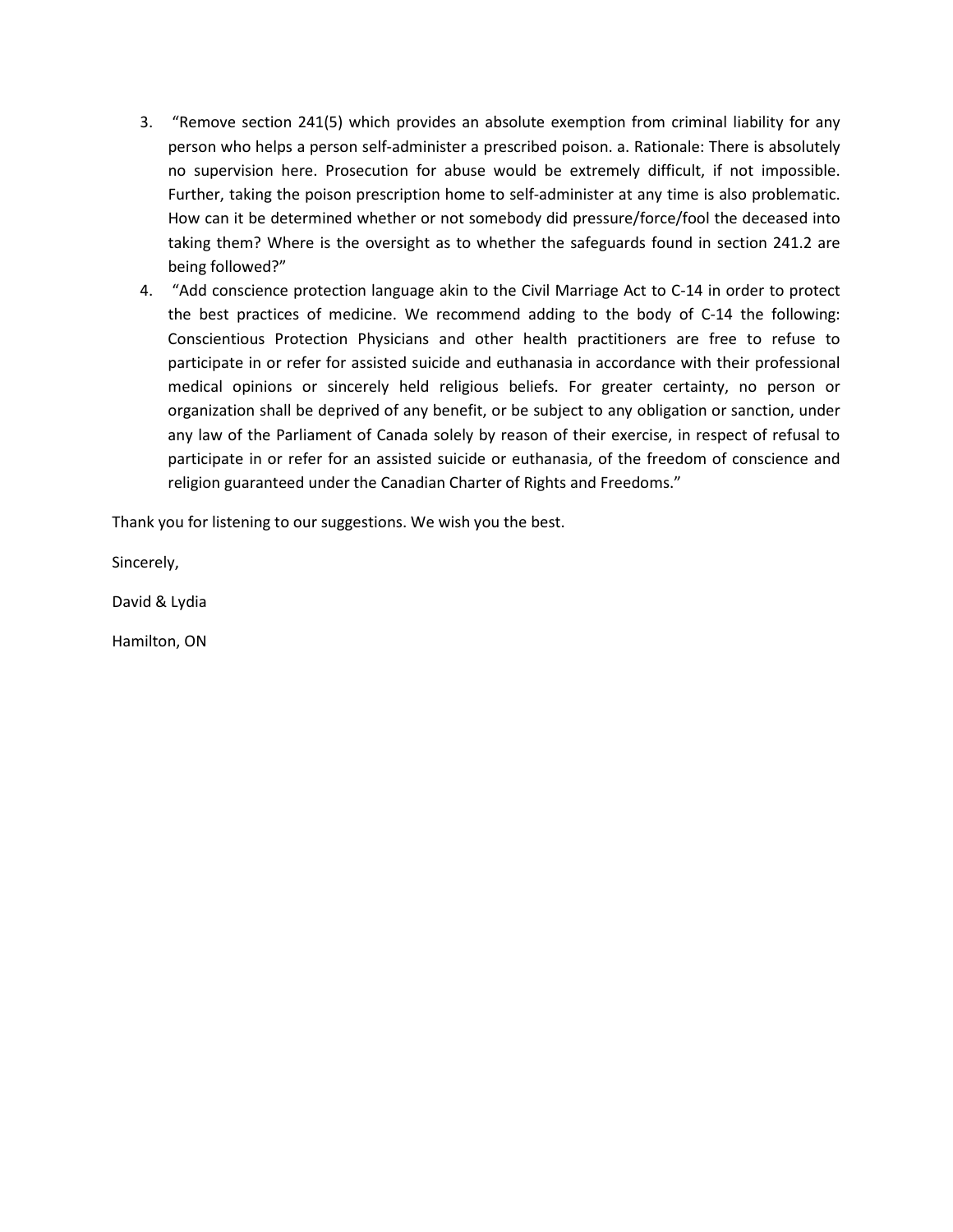3. "Remove section 241(5) which provides an absolute exemption from criminal liability for any person who helps a person self-administer a prescribed poison. a. Rationale: There is absolutely no supervision here. Prosecution for abuse would be extremely difficult, if not impossible. Further, taking the poison prescription home to self-administer at any time is also problematic. How can it be determined whether or not somebody did pressure/force/fool the deceased into taking them? Where is the oversight as to whether the safeguards found in section 241.2 are being followed?"
4. "Add conscience protection language akin to the Civil Marriage Act to C-14 in order to protect the best practices of medicine. We recommend adding to the body of C-14 the following: Conscientious Protection Physicians and other health practitioners are free to refuse to participate in or refer for assisted suicide and euthanasia in accordance with their professional medical opinions or sincerely held religious beliefs. For greater certainty, no person or organization shall be deprived of any benefit, or be subject to any obligation or sanction, under any law of the Parliament of Canada solely by reason of their exercise, in respect of refusal to participate in or refer for an assisted suicide or euthanasia, of the freedom of conscience and religion guaranteed under the Canadian Charter of Rights and Freedoms."

Thank you for listening to our suggestions. We wish you the best.

Sincerely,

David & Lydia

Hamilton, ON